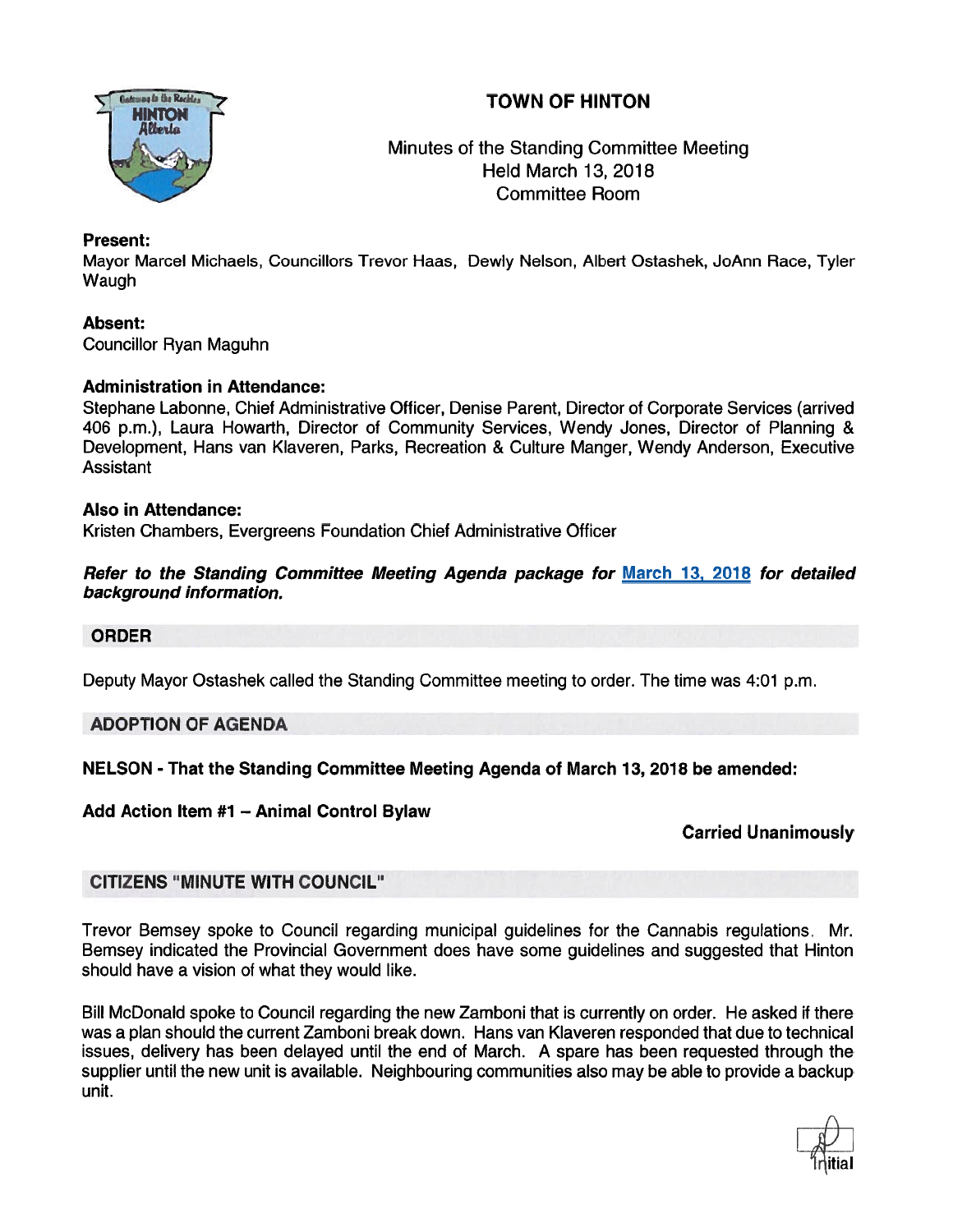# TOWN OF HINTON

Minutes of the Standing Committee Meeting
Held March 13, 2018
Committee Room

**Present:**
Mayor Marcel Michaels, Councillors Trevor Haas, Dewly Nelson, Albert Ostashek, JoAnn Race, Tyler Waugh

**Absent:**
Councillor Ryan Maguhn

**Administration in Attendance:**
Stephane Labonne, Chief Administrative Officer, Denise Parent, Director of Corporate Services (arrived 406 p.m.), Laura Howarth, Director of Community Services, Wendy Jones, Director of Planning & Development, Hans van Klaveren, Parks, Recreation & Culture Manger, Wendy Anderson, Executive Assistant

**Also in Attendance:**
Kristen Chambers, Evergreens Foundation Chief Administrative Officer

***Refer to the Standing Committee Meeting Agenda package for March 13, 2018 for detailed background information.***

## ORDER

Deputy Mayor Ostashek called the Standing Committee meeting to order. The time was 4:01 p.m.

## ADOPTION OF AGENDA

**NELSON - That the Standing Committee Meeting Agenda of March 13, 2018 be amended:**

**Add Action Item #1 – Animal Control Bylaw**

**Carried Unanimously**

## CITIZENS "MINUTE WITH COUNCIL"

Trevor Bemsey spoke to Council regarding municipal guidelines for the Cannabis regulations. Mr. Bemsey indicated the Provincial Government does have some guidelines and suggested that Hinton should have a vision of what they would like.

Bill McDonald spoke to Council regarding the new Zamboni that is currently on order. He asked if there was a plan should the current Zamboni break down. Hans van Klaveren responded that due to technical issues, delivery has been delayed until the end of March. A spare has been requested through the supplier until the new unit is available. Neighbouring communities also may be able to provide a backup unit.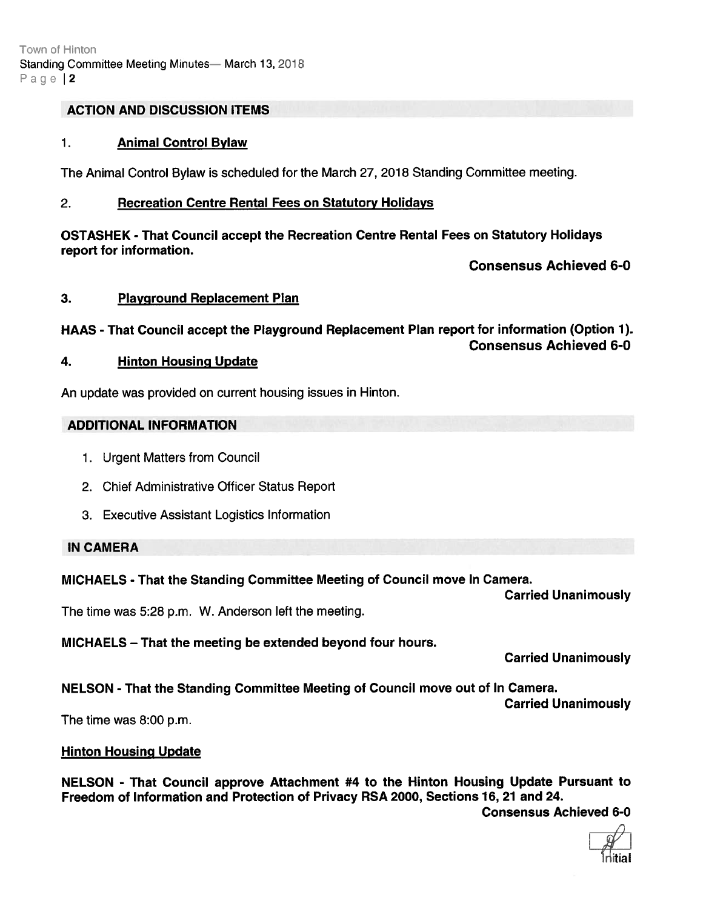## ACTION AND DISCUSSION ITEMS

1. **Animal Control Bylaw**

The Animal Control Bylaw is scheduled for the March 27, 2018 Standing Committee meeting.

2. **Recreation Centre Rental Fees on Statutory Holidays**

**OSTASHEK - That Council accept the Recreation Centre Rental Fees on Statutory Holidays report for information.**

**Consensus Achieved 6-0**

3. **Playground Replacement Plan**

**HAAS - That Council accept the Playground Replacement Plan report for information (Option 1).**

**Consensus Achieved 6-0**

4. **Hinton Housing Update**

An update was provided on current housing issues in Hinton.

## ADDITIONAL INFORMATION

1. Urgent Matters from Council
2. Chief Administrative Officer Status Report
3. Executive Assistant Logistics Information

## IN CAMERA

**MICHAELS - That the Standing Committee Meeting of Council move In Camera.**

**Carried Unanimously**

The time was 5:28 p.m. W. Anderson left the meeting.

**MICHAELS – That the meeting be extended beyond four hours.**

**Carried Unanimously**

**NELSON - That the Standing Committee Meeting of Council move out of In Camera.**

**Carried Unanimously**

The time was 8:00 p.m.

**Hinton Housing Update**

**NELSON - That Council approve Attachment #4 to the Hinton Housing Update Pursuant to Freedom of Information and Protection of Privacy RSA 2000, Sections 16, 21 and 24.**

**Consensus Achieved 6-0**

Initial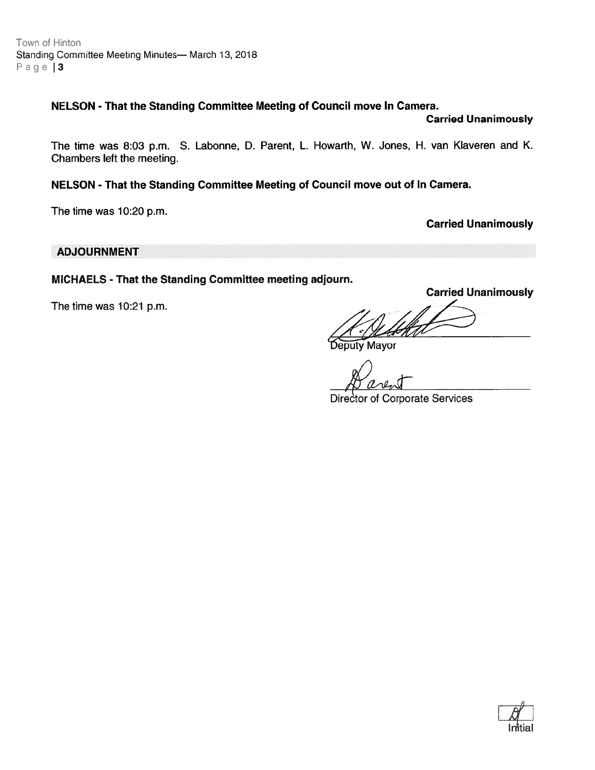**NELSON - That the Standing Committee Meeting of Council move In Camera.**

**Carried Unanimously**

The time was 8:03 p.m. S. Labonne, D. Parent, L. Howarth, W. Jones, H. van Klaveren and K. Chambers left the meeting.

**NELSON - That the Standing Committee Meeting of Council move out of In Camera.**

The time was 10:20 p.m.

**Carried Unanimously**

## ADJOURNMENT

**MICHAELS - That the Standing Committee meeting adjourn.**

**Carried Unanimously**

The time was 10:21 p.m.

Deputy Mayor

Director of Corporate Services

Initial